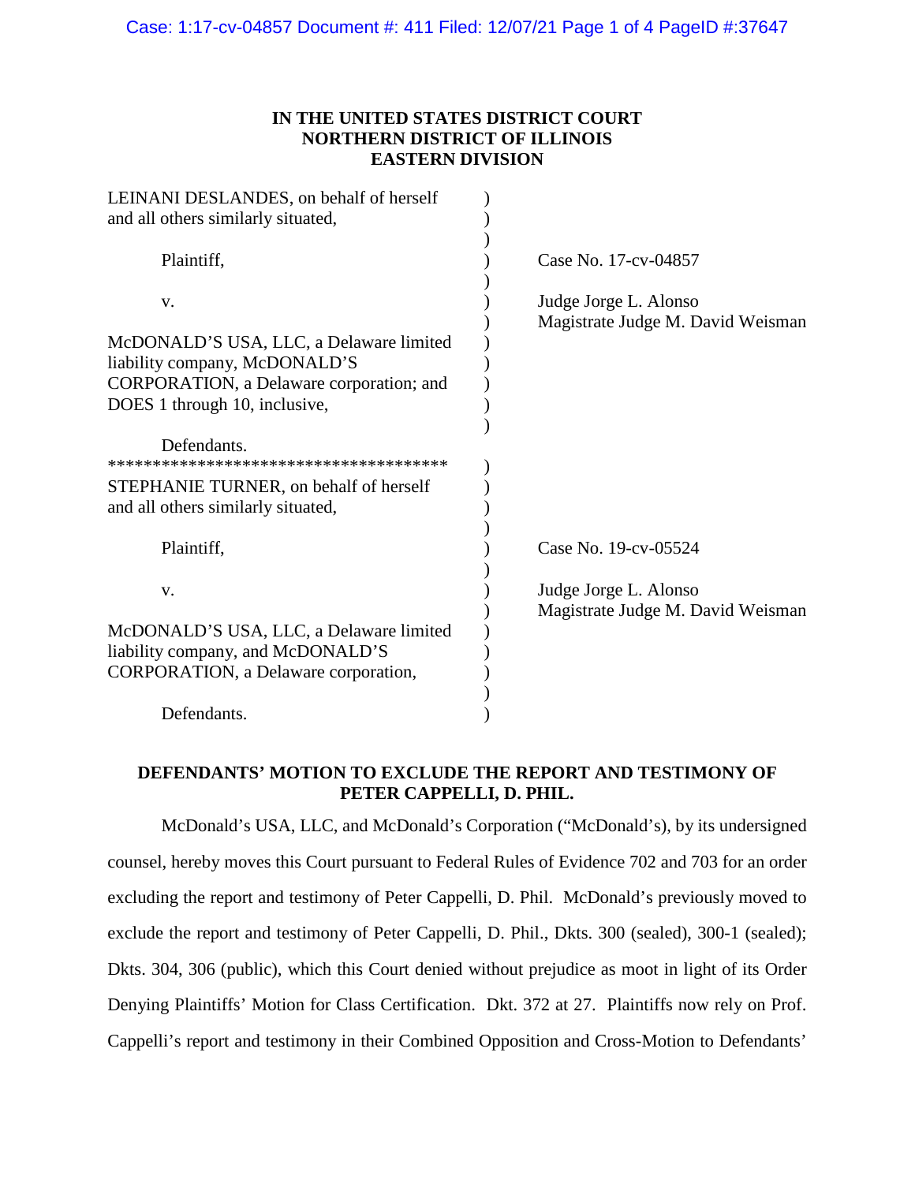**IN THE UNITED STATES DISTRICT COURT
NORTHERN DISTRICT OF ILLINOIS
EASTERN DIVISION**

| | |
|---|---|
| LEINANI DESLANDES, on behalf of herself and all others similarly situated, | |
| Plaintiff, | Case No. 17-cv-04857 |
| v. | Judge Jorge L. Alonso<br>Magistrate Judge M. David Weisman |
| McDONALD'S USA, LLC, a Delaware limited liability company, McDONALD'S CORPORATION, a Delaware corporation; and DOES 1 through 10, inclusive, | |
| Defendants. | |

*************************************

| | |
|---|---|
| STEPHANIE TURNER, on behalf of herself and all others similarly situated, | |
| Plaintiff, | Case No. 19-cv-05524 |
| v. | Judge Jorge L. Alonso<br>Magistrate Judge M. David Weisman |
| McDONALD'S USA, LLC, a Delaware limited liability company, and McDONALD'S CORPORATION, a Delaware corporation, | |
| Defendants. | |

**DEFENDANTS' MOTION TO EXCLUDE THE REPORT AND TESTIMONY OF PETER CAPPELLI, D. PHIL.**

McDonald's USA, LLC, and McDonald's Corporation ("McDonald's), by its undersigned counsel, hereby moves this Court pursuant to Federal Rules of Evidence 702 and 703 for an order excluding the report and testimony of Peter Cappelli, D. Phil. McDonald's previously moved to exclude the report and testimony of Peter Cappelli, D. Phil., Dkts. 300 (sealed), 300-1 (sealed); Dkts. 304, 306 (public), which this Court denied without prejudice as moot in light of its Order Denying Plaintiffs' Motion for Class Certification. Dkt. 372 at 27. Plaintiffs now rely on Prof. Cappelli's report and testimony in their Combined Opposition and Cross-Motion to Defendants'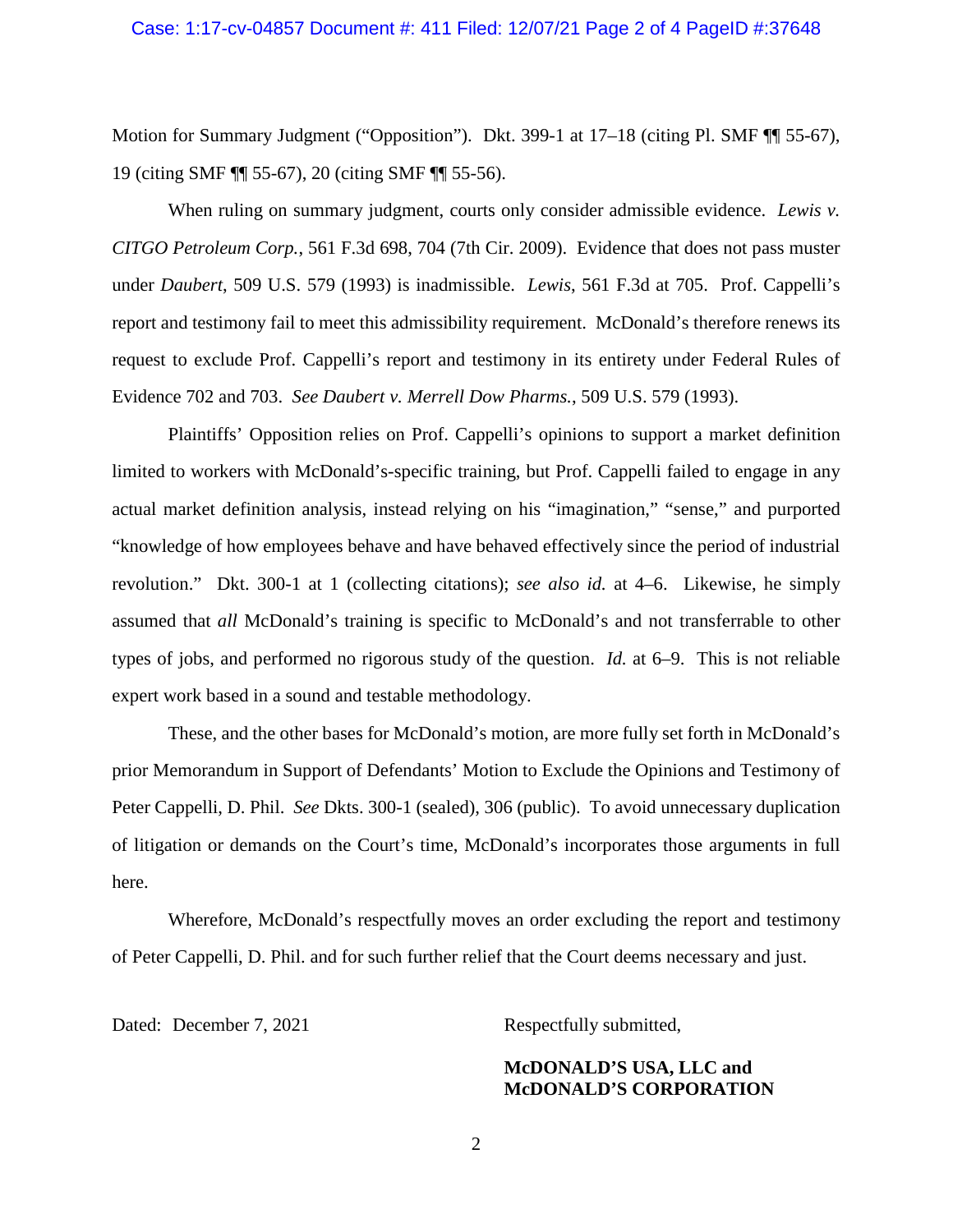Motion for Summary Judgment ("Opposition"). Dkt. 399-1 at 17–18 (citing Pl. SMF ¶¶ 55-67), 19 (citing SMF ¶¶ 55-67), 20 (citing SMF ¶¶ 55-56).

When ruling on summary judgment, courts only consider admissible evidence. *Lewis v. CITGO Petroleum Corp.*, 561 F.3d 698, 704 (7th Cir. 2009). Evidence that does not pass muster under *Daubert*, 509 U.S. 579 (1993) is inadmissible. *Lewis*, 561 F.3d at 705. Prof. Cappelli's report and testimony fail to meet this admissibility requirement. McDonald's therefore renews its request to exclude Prof. Cappelli's report and testimony in its entirety under Federal Rules of Evidence 702 and 703. *See Daubert v. Merrell Dow Pharms.*, 509 U.S. 579 (1993).

Plaintiffs' Opposition relies on Prof. Cappelli's opinions to support a market definition limited to workers with McDonald's-specific training, but Prof. Cappelli failed to engage in any actual market definition analysis, instead relying on his "imagination," "sense," and purported "knowledge of how employees behave and have behaved effectively since the period of industrial revolution." Dkt. 300-1 at 1 (collecting citations); *see also id.* at 4–6. Likewise, he simply assumed that *all* McDonald's training is specific to McDonald's and not transferrable to other types of jobs, and performed no rigorous study of the question. *Id.* at 6–9. This is not reliable expert work based in a sound and testable methodology.

These, and the other bases for McDonald's motion, are more fully set forth in McDonald's prior Memorandum in Support of Defendants' Motion to Exclude the Opinions and Testimony of Peter Cappelli, D. Phil. *See* Dkts. 300-1 (sealed), 306 (public). To avoid unnecessary duplication of litigation or demands on the Court's time, McDonald's incorporates those arguments in full here.

Wherefore, McDonald's respectfully moves an order excluding the report and testimony of Peter Cappelli, D. Phil. and for such further relief that the Court deems necessary and just.

Dated: December 7, 2021

Respectfully submitted,

**McDONALD'S USA, LLC and McDONALD'S CORPORATION**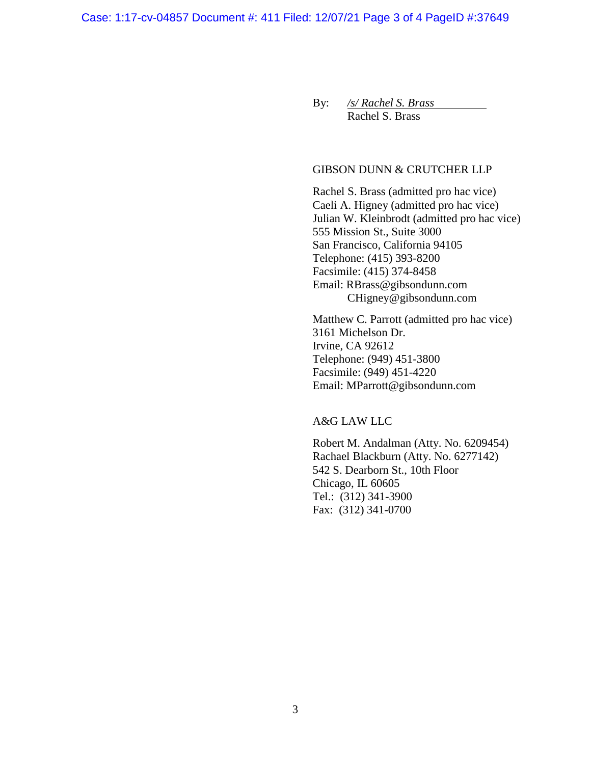By: */s/ Rachel S. Brass*
Rachel S. Brass

GIBSON DUNN & CRUTCHER LLP

Rachel S. Brass (admitted pro hac vice)
Caeli A. Higney (admitted pro hac vice)
Julian W. Kleinbrodt (admitted pro hac vice)
555 Mission St., Suite 3000
San Francisco, California 94105
Telephone: (415) 393-8200
Facsimile: (415) 374-8458
Email: RBrass@gibsondunn.com
CHigney@gibsondunn.com

Matthew C. Parrott (admitted pro hac vice)
3161 Michelson Dr.
Irvine, CA 92612
Telephone: (949) 451-3800
Facsimile: (949) 451-4220
Email: MParrott@gibsondunn.com

A&G LAW LLC

Robert M. Andalman (Atty. No. 6209454)
Rachael Blackburn (Atty. No. 6277142)
542 S. Dearborn St., 10th Floor
Chicago, IL 60605
Tel.: (312) 341-3900
Fax: (312) 341-0700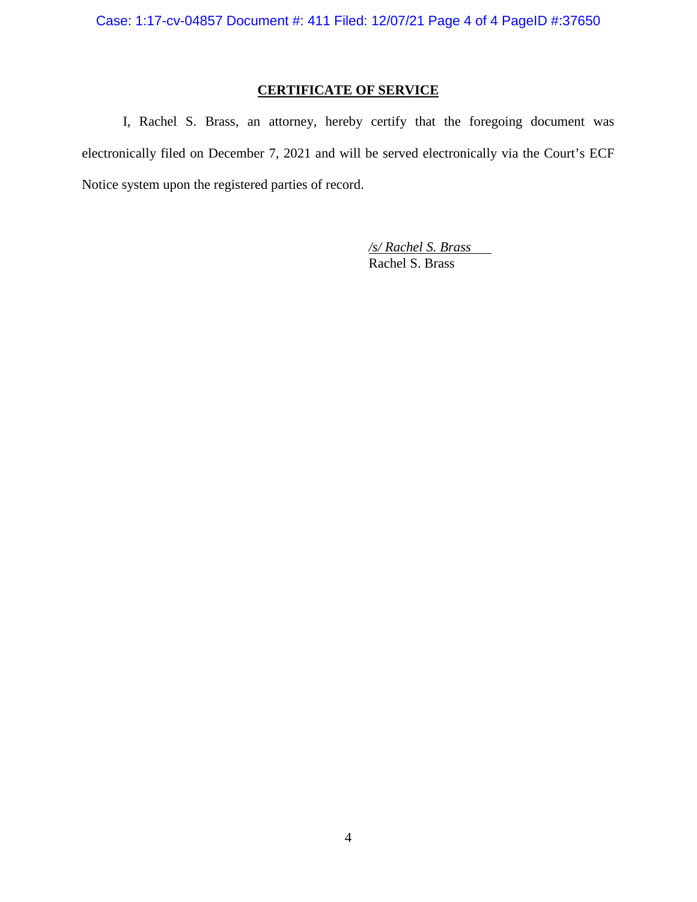## CERTIFICATE OF SERVICE

I, Rachel S. Brass, an attorney, hereby certify that the foregoing document was electronically filed on December 7, 2021 and will be served electronically via the Court's ECF Notice system upon the registered parties of record.

*/s/ Rachel S. Brass*
Rachel S. Brass